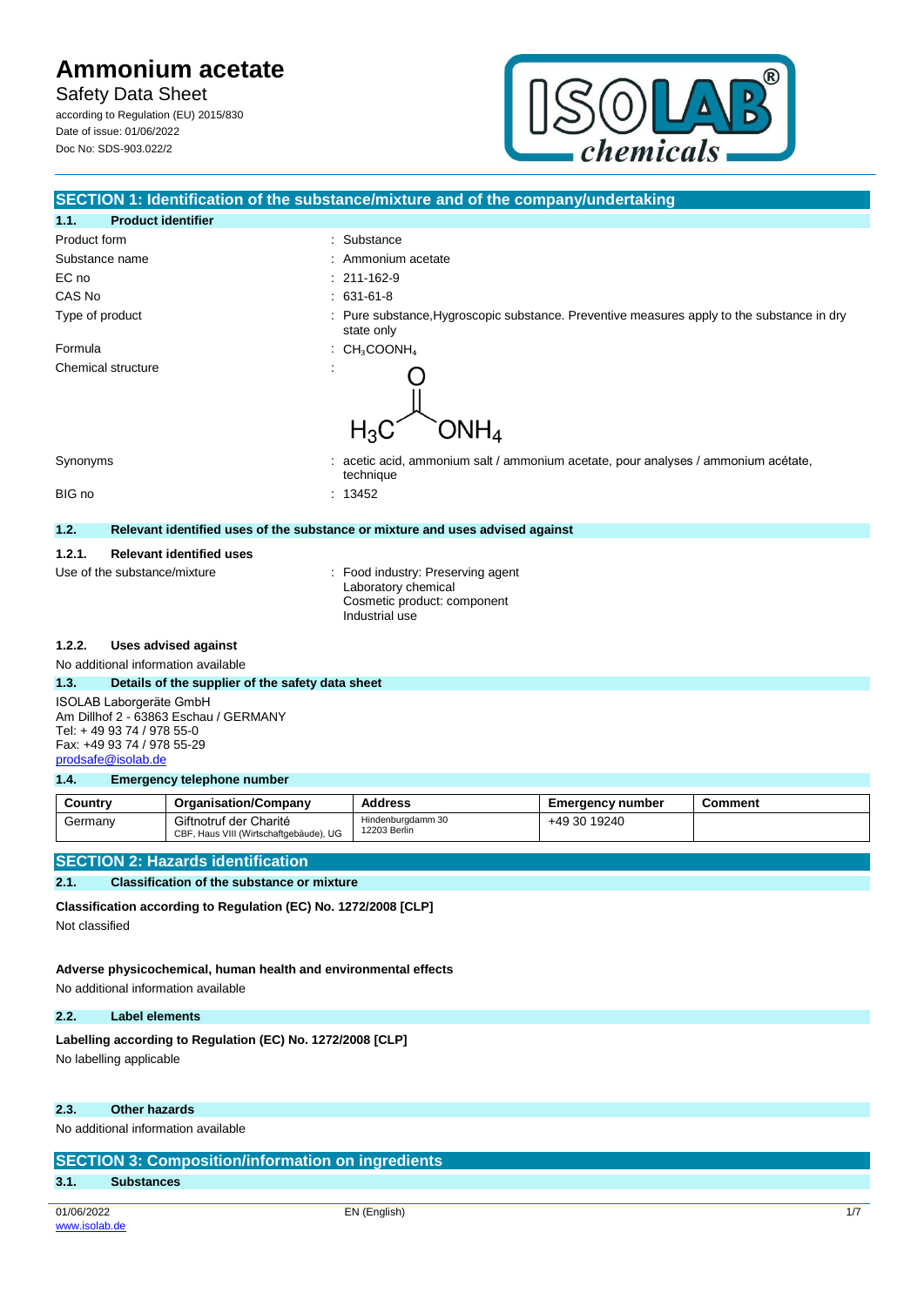# Ammonium acetate

Safety Data Sheet

according to Regulation (EU) 2015/830
Date of issue: 01/06/2022
Doc No: SDS-903.022/2

## SECTION 1: Identification of the substance/mixture and of the company/undertaking

### 1.1. Product identifier

| | |
|---|---|
| Product form | : Substance |
| Substance name | : Ammonium acetate |
| EC no | : 211-162-9 |
| CAS No | : 631-61-8 |
| Type of product | : Pure substance,Hygroscopic substance. Preventive measures apply to the substance in dry state only |
| Formula | : $CH_3COONH_4$ |
| Chemical structure | : |
| Synonyms | : acetic acid, ammonium salt / ammonium acetate, pour analyses / ammonium acétate, technique |
| BIG no | : 13452 |

### 1.2. Relevant identified uses of the substance or mixture and uses advised against

#### 1.2.1. Relevant identified uses

Use of the substance/mixture : Food industry: Preserving agent
Laboratory chemical
Cosmetic product: component
Industrial use

#### 1.2.2. Uses advised against

No additional information available

### 1.3. Details of the supplier of the safety data sheet

ISOLAB Laborgeräte GmbH
Am Dillhof 2 - 63863 Eschau / GERMANY
Tel: + 49 93 74 / 978 55-0
Fax: +49 93 74 / 978 55-29
prodsafe@isolab.de

### 1.4. Emergency telephone number

| Country | Organisation/Company | Address | Emergency number | Comment |
|---|---|---|---|---|
| Germany | Giftnotruf der Charité<br>CBF, Haus VIII (Wirtschaftgebäude), UG | Hindenburgdamm 30<br>12203 Berlin | +49 30 19240 | |

## SECTION 2: Hazards identification

### 2.1. Classification of the substance or mixture

**Classification according to Regulation (EC) No. 1272/2008 [CLP]**

Not classified

**Adverse physicochemical, human health and environmental effects**

No additional information available

### 2.2. Label elements

**Labelling according to Regulation (EC) No. 1272/2008 [CLP]**

No labelling applicable

### 2.3. Other hazards

No additional information available

## SECTION 3: Composition/information on ingredients

### 3.1. Substances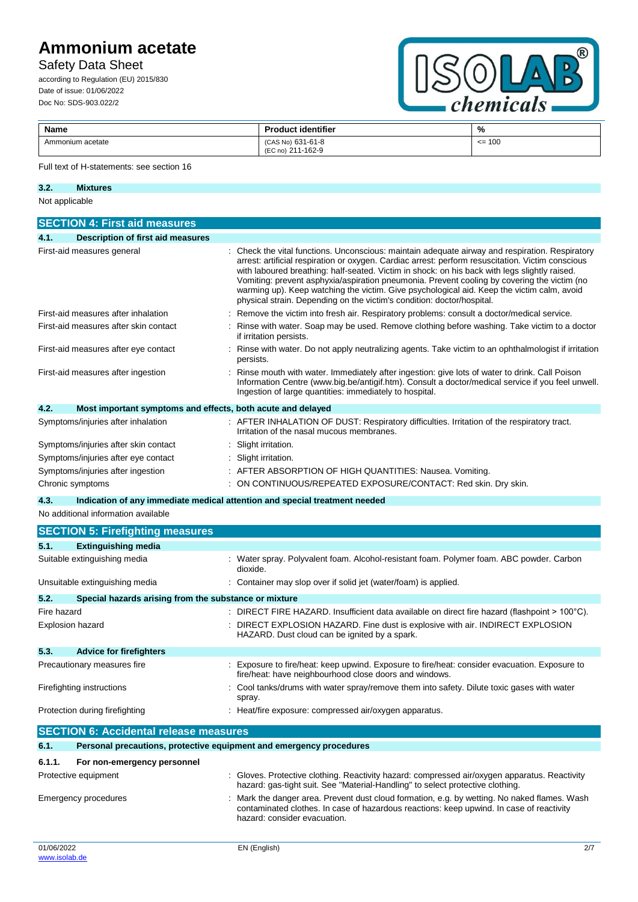| Name | Product identifier | % |
|---|---|---|
| Ammonium acetate | (CAS No) 631-61-8<br>(EC no) 211-162-9 | <= 100 |

Full text of H-statements: see section 16

### 3.2. Mixtures

Not applicable

## SECTION 4: First aid measures

### 4.1. Description of first aid measures

First-aid measures general : Check the vital functions. Unconscious: maintain adequate airway and respiration. Respiratory arrest: artificial respiration or oxygen. Cardiac arrest: perform resuscitation. Victim conscious with laboured breathing: half-seated. Victim in shock: on his back with legs slightly raised. Vomiting: prevent asphyxia/aspiration pneumonia. Prevent cooling by covering the victim (no warming up). Keep watching the victim. Give psychological aid. Keep the victim calm, avoid physical strain. Depending on the victim's condition: doctor/hospital.

First-aid measures after inhalation : Remove the victim into fresh air. Respiratory problems: consult a doctor/medical service.

First-aid measures after skin contact : Rinse with water. Soap may be used. Remove clothing before washing. Take victim to a doctor if irritation persists.

First-aid measures after eye contact : Rinse with water. Do not apply neutralizing agents. Take victim to an ophthalmologist if irritation persists.

First-aid measures after ingestion : Rinse mouth with water. Immediately after ingestion: give lots of water to drink. Call Poison Information Centre (www.big.be/antigif.htm). Consult a doctor/medical service if you feel unwell. Ingestion of large quantities: immediately to hospital.

### 4.2. Most important symptoms and effects, both acute and delayed

Symptoms/injuries after inhalation : AFTER INHALATION OF DUST: Respiratory difficulties. Irritation of the respiratory tract. Irritation of the nasal mucous membranes.

Symptoms/injuries after skin contact : Slight irritation.

Symptoms/injuries after eye contact : Slight irritation.

Symptoms/injuries after ingestion : AFTER ABSORPTION OF HIGH QUANTITIES: Nausea. Vomiting.

Chronic symptoms : ON CONTINUOUS/REPEATED EXPOSURE/CONTACT: Red skin. Dry skin.

### 4.3. Indication of any immediate medical attention and special treatment needed

No additional information available

## SECTION 5: Firefighting measures

### 5.1. Extinguishing media

Suitable extinguishing media : Water spray. Polyvalent foam. Alcohol-resistant foam. Polymer foam. ABC powder. Carbon dioxide.

Unsuitable extinguishing media : Container may slop over if solid jet (water/foam) is applied.

### 5.2. Special hazards arising from the substance or mixture

Fire hazard : DIRECT FIRE HAZARD. Insufficient data available on direct fire hazard (flashpoint > 100°C).

Explosion hazard : DIRECT EXPLOSION HAZARD. Fine dust is explosive with air. INDIRECT EXPLOSION HAZARD. Dust cloud can be ignited by a spark.

### 5.3. Advice for firefighters

Precautionary measures fire : Exposure to fire/heat: keep upwind. Exposure to fire/heat: consider evacuation. Exposure to fire/heat: have neighbourhood close doors and windows.

Firefighting instructions : Cool tanks/drums with water spray/remove them into safety. Dilute toxic gases with water spray.

Protection during firefighting : Heat/fire exposure: compressed air/oxygen apparatus.

## SECTION 6: Accidental release measures

### 6.1. Personal precautions, protective equipment and emergency procedures

#### 6.1.1. For non-emergency personnel

Protective equipment : Gloves. Protective clothing. Reactivity hazard: compressed air/oxygen apparatus. Reactivity hazard: gas-tight suit. See "Material-Handling" to select protective clothing.

Emergency procedures : Mark the danger area. Prevent dust cloud formation, e.g. by wetting. No naked flames. Wash contaminated clothes. In case of hazardous reactions: keep upwind. In case of reactivity hazard: consider evacuation.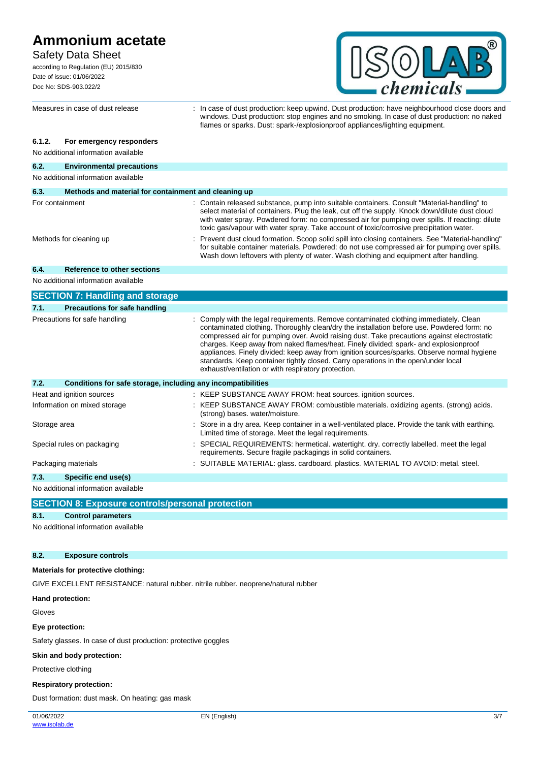| | |
|---|---|
| Measures in case of dust release | : In case of dust production: keep upwind. Dust production: have neighbourhood close doors and windows. Dust production: stop engines and no smoking. In case of dust production: no naked flames or sparks. Dust: spark-/explosionproof appliances/lighting equipment. |

#### 6.1.2. For emergency responders

No additional information available

### 6.2. Environmental precautions

No additional information available

### 6.3. Methods and material for containment and cleaning up

| | |
|---|---|
| For containment | : Contain released substance, pump into suitable containers. Consult "Material-handling" to select material of containers. Plug the leak, cut off the supply. Knock down/dilute dust cloud with water spray. Powdered form: no compressed air for pumping over spills. If reacting: dilute toxic gas/vapour with water spray. Take account of toxic/corrosive precipitation water. |
| Methods for cleaning up | : Prevent dust cloud formation. Scoop solid spill into closing containers. See "Material-handling" for suitable container materials. Powdered: do not use compressed air for pumping over spills. Wash down leftovers with plenty of water. Wash clothing and equipment after handling. |

### 6.4. Reference to other sections

No additional information available

## SECTION 7: Handling and storage

### 7.1. Precautions for safe handling

| | |
|---|---|
| Precautions for safe handling | : Comply with the legal requirements. Remove contaminated clothing immediately. Clean contaminated clothing. Thoroughly clean/dry the installation before use. Powdered form: no compressed air for pumping over. Avoid raising dust. Take precautions against electrostatic charges. Keep away from naked flames/heat. Finely divided: spark- and explosionproof appliances. Finely divided: keep away from ignition sources/sparks. Observe normal hygiene standards. Keep container tightly closed. Carry operations in the open/under local exhaust/ventilation or with respiratory protection. |

### 7.2. Conditions for safe storage, including any incompatibilities

| | |
|---|---|
| Heat and ignition sources | : KEEP SUBSTANCE AWAY FROM: heat sources. ignition sources. |
| Information on mixed storage | : KEEP SUBSTANCE AWAY FROM: combustible materials. oxidizing agents. (strong) acids. (strong) bases. water/moisture. |
| Storage area | : Store in a dry area. Keep container in a well-ventilated place. Provide the tank with earthing. Limited time of storage. Meet the legal requirements. |
| Special rules on packaging | : SPECIAL REQUIREMENTS: hermetical. watertight. dry. correctly labelled. meet the legal requirements. Secure fragile packagings in solid containers. |
| Packaging materials | : SUITABLE MATERIAL: glass. cardboard. plastics. MATERIAL TO AVOID: metal. steel. |

### 7.3. Specific end use(s)

No additional information available

## SECTION 8: Exposure controls/personal protection

### 8.1. Control parameters

No additional information available

### 8.2. Exposure controls

**Materials for protective clothing:**

GIVE EXCELLENT RESISTANCE: natural rubber. nitrile rubber. neoprene/natural rubber

**Hand protection:**

Gloves

**Eye protection:**

Safety glasses. In case of dust production: protective goggles

**Skin and body protection:**

Protective clothing

**Respiratory protection:**

Dust formation: dust mask. On heating: gas mask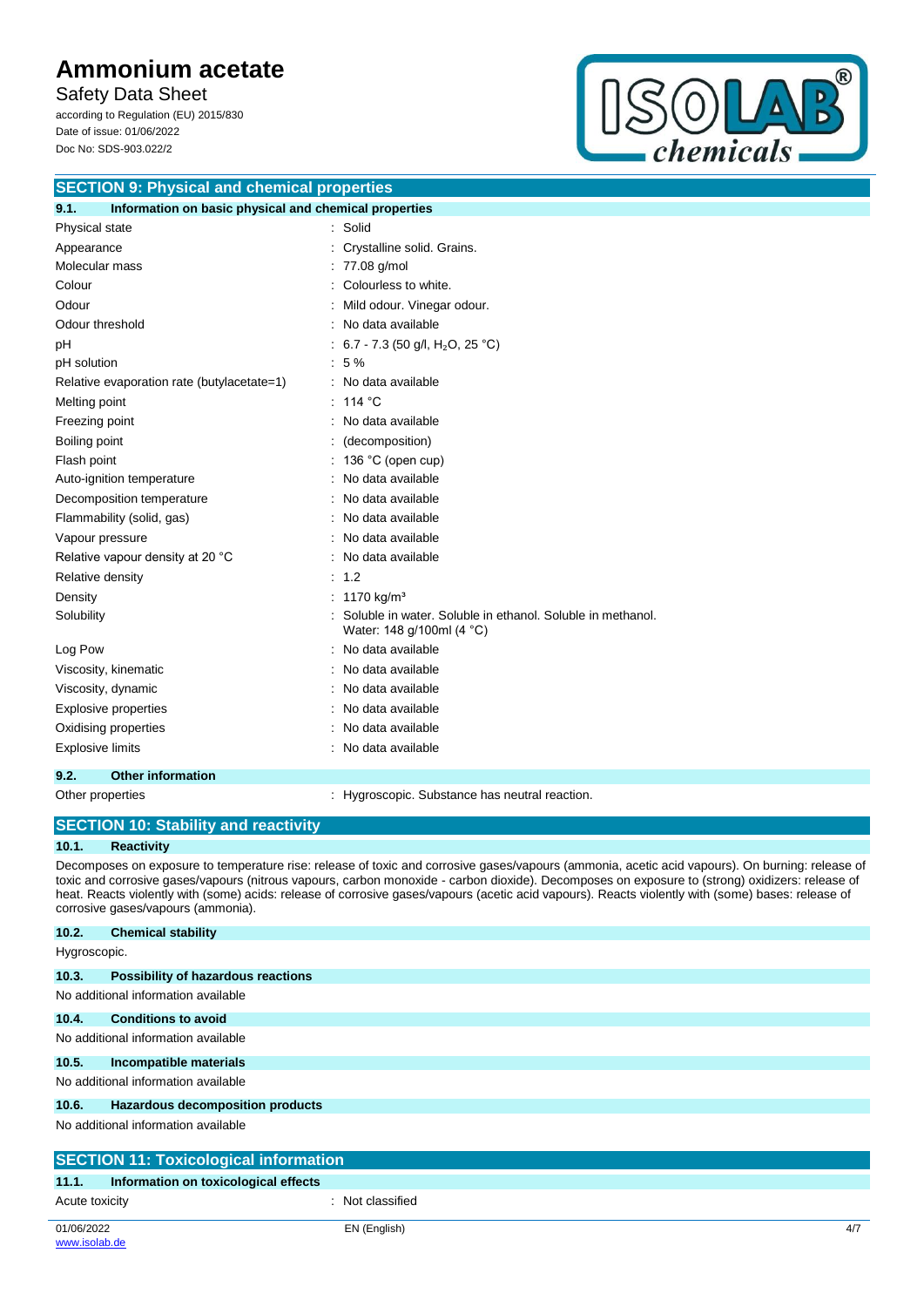## SECTION 9: Physical and chemical properties

### 9.1. Information on basic physical and chemical properties

| | |
|---|---|
| Physical state | : Solid |
| Appearance | : Crystalline solid. Grains. |
| Molecular mass | : 77.08 g/mol |
| Colour | : Colourless to white. |
| Odour | : Mild odour. Vinegar odour. |
| Odour threshold | : No data available |
| pH | : 6.7 - 7.3 (50 g/l, $H_2O$, 25 °C) |
| pH solution | : 5 % |
| Relative evaporation rate (butylacetate=1) | : No data available |
| Melting point | : 114 °C |
| Freezing point | : No data available |
| Boiling point | : (decomposition) |
| Flash point | : 136 °C (open cup) |
| Auto-ignition temperature | : No data available |
| Decomposition temperature | : No data available |
| Flammability (solid, gas) | : No data available |
| Vapour pressure | : No data available |
| Relative vapour density at 20 °C | : No data available |
| Relative density | : 1.2 |
| Density | : 1170 kg/m³ |
| Solubility | : Soluble in water. Soluble in ethanol. Soluble in methanol. Water: 148 g/100ml (4 °C) |
| Log Pow | : No data available |
| Viscosity, kinematic | : No data available |
| Viscosity, dynamic | : No data available |
| Explosive properties | : No data available |
| Oxidising properties | : No data available |
| Explosive limits | : No data available |

### 9.2. Other information

| | |
|---|---|
| Other properties | : Hygroscopic. Substance has neutral reaction. |

## SECTION 10: Stability and reactivity

### 10.1. Reactivity

Decomposes on exposure to temperature rise: release of toxic and corrosive gases/vapours (ammonia, acetic acid vapours). On burning: release of toxic and corrosive gases/vapours (nitrous vapours, carbon monoxide - carbon dioxide). Decomposes on exposure to (strong) oxidizers: release of heat. Reacts violently with (some) acids: release of corrosive gases/vapours (acetic acid vapours). Reacts violently with (some) bases: release of corrosive gases/vapours (ammonia).

### 10.2. Chemical stability

Hygroscopic.

### 10.3. Possibility of hazardous reactions

No additional information available

### 10.4. Conditions to avoid

No additional information available

### 10.5. Incompatible materials

No additional information available

### 10.6. Hazardous decomposition products

No additional information available

## SECTION 11: Toxicological information

### 11.1. Information on toxicological effects

| | |
|---|---|
| Acute toxicity | : Not classified |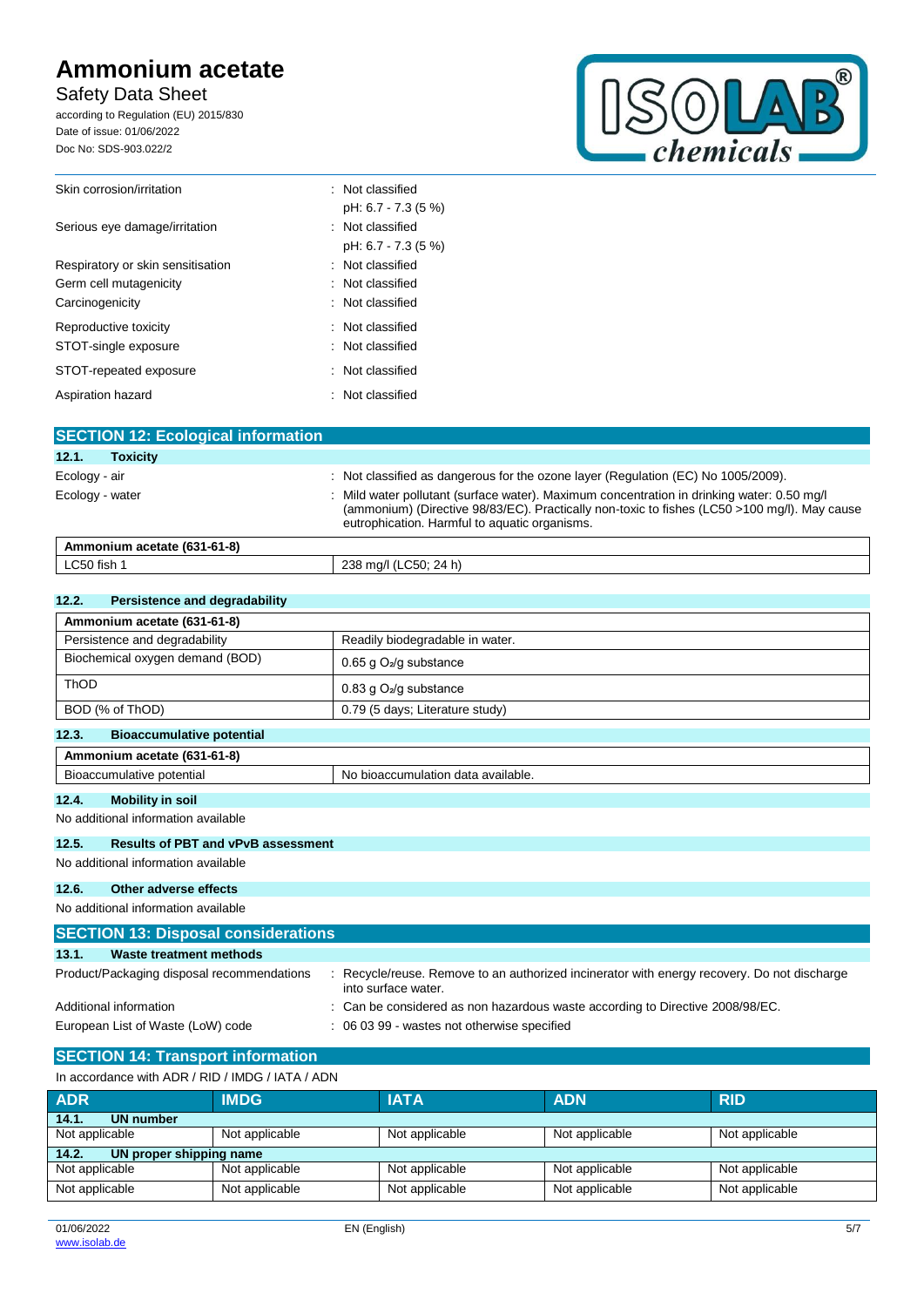| | |
|---|---|
| Skin corrosion/irritation | : Not classified<br>pH: 6.7 - 7.3 (5 %) |
| Serious eye damage/irritation | : Not classified<br>pH: 6.7 - 7.3 (5 %) |
| Respiratory or skin sensitisation | : Not classified |
| Germ cell mutagenicity | : Not classified |
| Carcinogenicity | : Not classified |
| Reproductive toxicity | : Not classified |
| STOT-single exposure | : Not classified |
| STOT-repeated exposure | : Not classified |
| Aspiration hazard | : Not classified |

## SECTION 12: Ecological information

### 12.1. Toxicity

| | |
|---|---|
| Ecology - air | : Not classified as dangerous for the ozone layer (Regulation (EC) No 1005/2009). |
| Ecology - water | : Mild water pollutant (surface water). Maximum concentration in drinking water: 0.50 mg/l (ammonium) (Directive 98/83/EC). Practically non-toxic to fishes (LC50 >100 mg/l). May cause eutrophication. Harmful to aquatic organisms. |

| Ammonium acetate (631-61-8) | |
|---|---|
| LC50 fish 1 | 238 mg/l (LC50; 24 h) |

### 12.2. Persistence and degradability

| Ammonium acetate (631-61-8) | |
|---|---|
| Persistence and degradability | Readily biodegradable in water. |
| Biochemical oxygen demand (BOD) | 0.65 g $O_2$/g substance |
| ThOD | 0.83 g $O_2$/g substance |
| BOD (% of ThOD) | 0.79 (5 days; Literature study) |

### 12.3. Bioaccumulative potential

| Ammonium acetate (631-61-8) | |
|---|---|
| Bioaccumulative potential | No bioaccumulation data available. |

### 12.4. Mobility in soil

No additional information available

### 12.5. Results of PBT and vPvB assessment

No additional information available

### 12.6. Other adverse effects

No additional information available

## SECTION 13: Disposal considerations

### 13.1. Waste treatment methods

| | |
|---|---|
| Product/Packaging disposal recommendations | : Recycle/reuse. Remove to an authorized incinerator with energy recovery. Do not discharge into surface water. |
| Additional information | : Can be considered as non hazardous waste according to Directive 2008/98/EC. |
| European List of Waste (LoW) code | : 06 03 99 - wastes not otherwise specified |

## SECTION 14: Transport information

In accordance with ADR / RID / IMDG / IATA / ADN

| ADR | IMDG | IATA | ADN | RID |
|---|---|---|---|---|
| **14.1. UN number** | | | | |
| Not applicable | Not applicable | Not applicable | Not applicable | Not applicable |
| **14.2. UN proper shipping name** | | | | |
| Not applicable | Not applicable | Not applicable | Not applicable | Not applicable |
| Not applicable | Not applicable | Not applicable | Not applicable | Not applicable |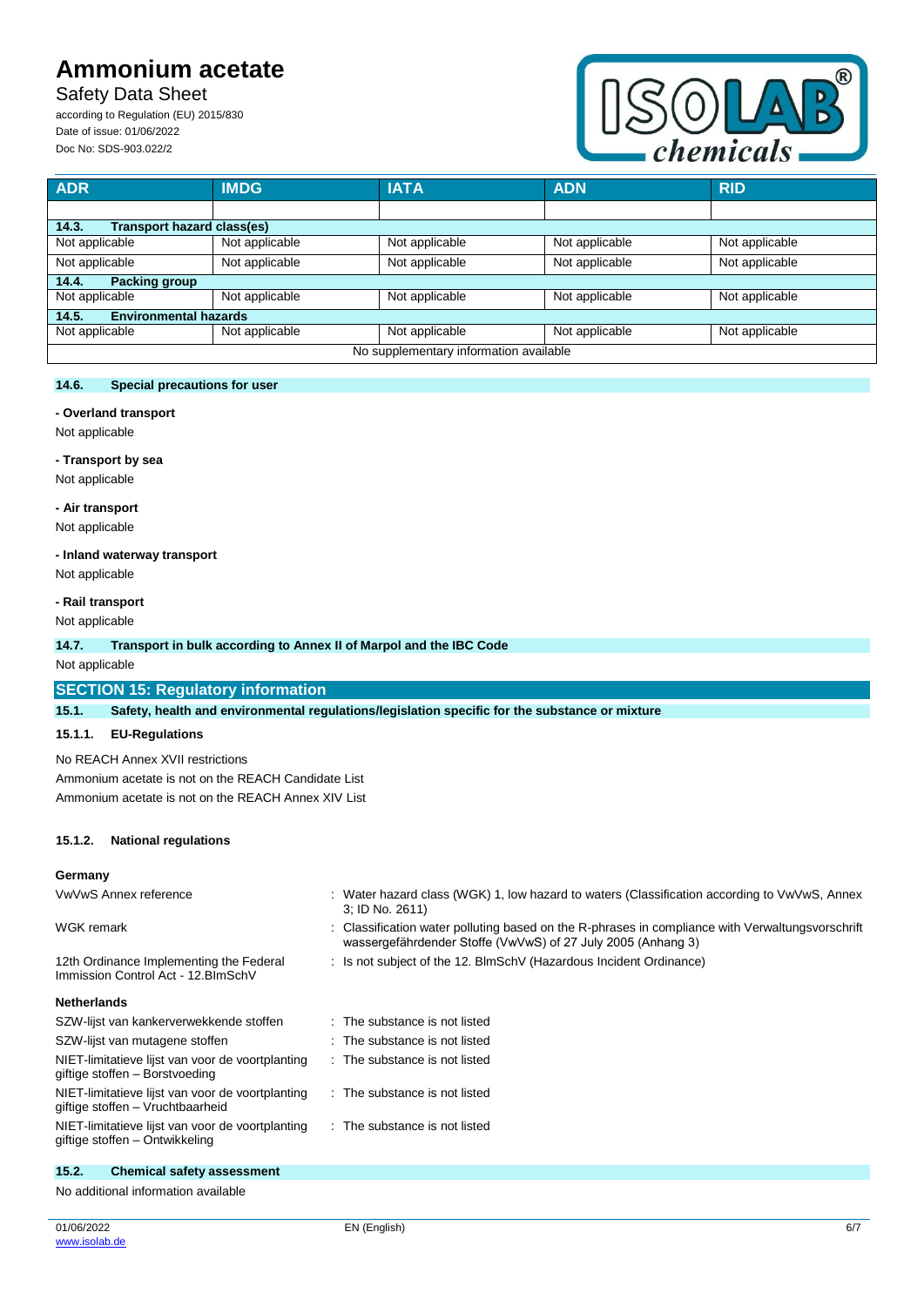| ADR | IMDG | IATA | ADN | RID |
|---|---|---|---|---|
| | | | | |
| **14.3. Transport hazard class(es)** | | | | |
| Not applicable | Not applicable | Not applicable | Not applicable | Not applicable |
| Not applicable | Not applicable | Not applicable | Not applicable | Not applicable |
| **14.4. Packing group** | | | | |
| Not applicable | Not applicable | Not applicable | Not applicable | Not applicable |
| **14.5. Environmental hazards** | | | | |
| Not applicable | Not applicable | Not applicable | Not applicable | Not applicable |
| No supplementary information available | | | | |

### 14.6. Special precautions for user

**- Overland transport**

Not applicable

**- Transport by sea**

Not applicable

**- Air transport**

Not applicable

**- Inland waterway transport**

Not applicable

**- Rail transport**

Not applicable

### 14.7. Transport in bulk according to Annex II of Marpol and the IBC Code

Not applicable

## SECTION 15: Regulatory information

### 15.1. Safety, health and environmental regulations/legislation specific for the substance or mixture

#### 15.1.1. EU-Regulations

No REACH Annex XVII restrictions

Ammonium acetate is not on the REACH Candidate List

Ammonium acetate is not on the REACH Annex XIV List

#### 15.1.2. National regulations

**Germany**

| | |
|---|---|
| VwVwS Annex reference | : Water hazard class (WGK) 1, low hazard to waters (Classification according to VwVwS, Annex 3; ID No. 2611) |
| WGK remark | : Classification water polluting based on the R-phrases in compliance with Verwaltungsvorschrift wassergefährdender Stoffe (VwVwS) of 27 July 2005 (Anhang 3) |
| 12th Ordinance Implementing the Federal Immission Control Act - 12.BImSchV | : Is not subject of the 12. BlmSchV (Hazardous Incident Ordinance) |

**Netherlands**

| | |
|---|---|
| SZW-lijst van kankerverwekkende stoffen | : The substance is not listed |
| SZW-lijst van mutagene stoffen | : The substance is not listed |
| NIET-limitatieve lijst van voor de voortplanting giftige stoffen – Borstvoeding | : The substance is not listed |
| NIET-limitatieve lijst van voor de voortplanting giftige stoffen – Vruchtbaarheid | : The substance is not listed |
| NIET-limitatieve lijst van voor de voortplanting giftige stoffen – Ontwikkeling | : The substance is not listed |

### 15.2. Chemical safety assessment

No additional information available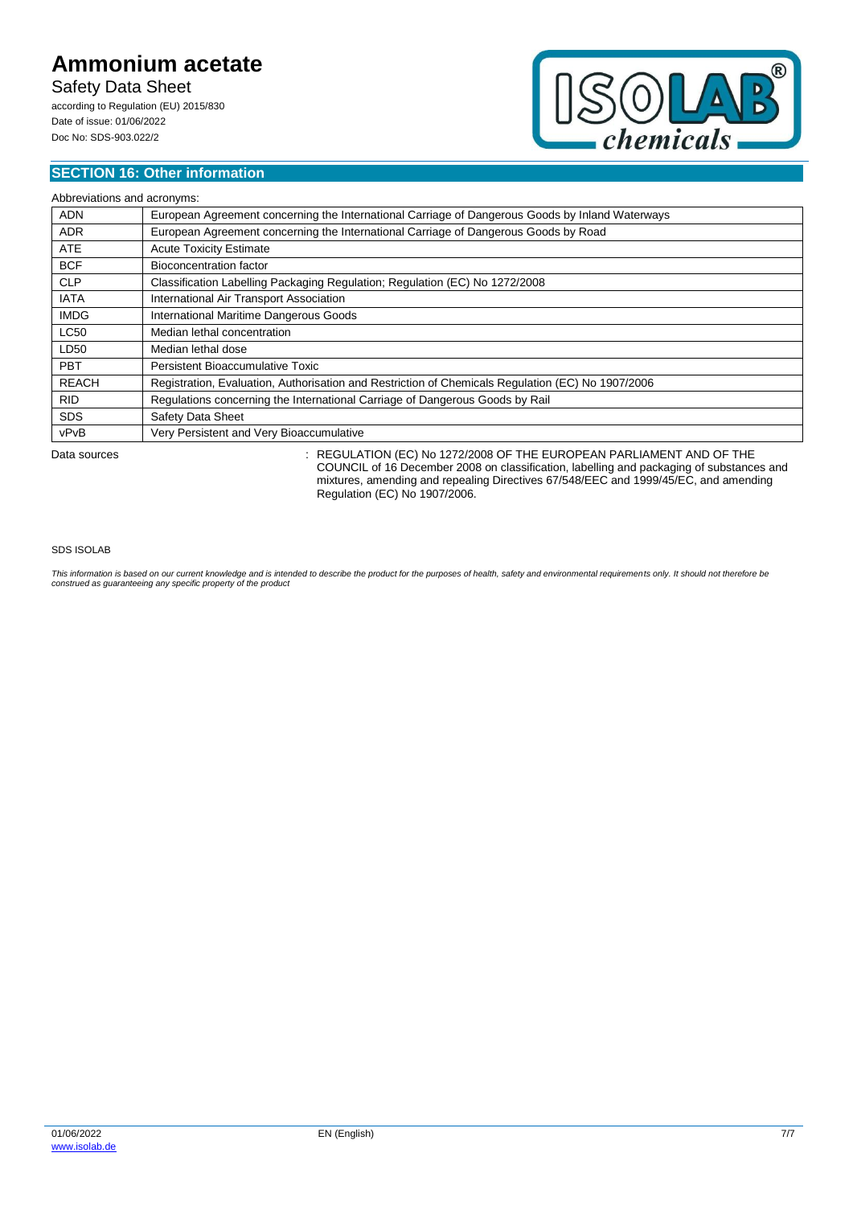## SECTION 16: Other information

Abbreviations and acronyms:

| | |
|---|---|
| ADN | European Agreement concerning the International Carriage of Dangerous Goods by Inland Waterways |
| ADR | European Agreement concerning the International Carriage of Dangerous Goods by Road |
| ATE | Acute Toxicity Estimate |
| BCF | Bioconcentration factor |
| CLP | Classification Labelling Packaging Regulation; Regulation (EC) No 1272/2008 |
| IATA | International Air Transport Association |
| IMDG | International Maritime Dangerous Goods |
| LC50 | Median lethal concentration |
| LD50 | Median lethal dose |
| PBT | Persistent Bioaccumulative Toxic |
| REACH | Registration, Evaluation, Authorisation and Restriction of Chemicals Regulation (EC) No 1907/2006 |
| RID | Regulations concerning the International Carriage of Dangerous Goods by Rail |
| SDS | Safety Data Sheet |
| vPvB | Very Persistent and Very Bioaccumulative |

Data sources : REGULATION (EC) No 1272/2008 OF THE EUROPEAN PARLIAMENT AND OF THE COUNCIL of 16 December 2008 on classification, labelling and packaging of substances and mixtures, amending and repealing Directives 67/548/EEC and 1999/45/EC, and amending Regulation (EC) No 1907/2006.

SDS ISOLAB

*This information is based on our current knowledge and is intended to describe the product for the purposes of health, safety and environmental requirements only. It should not therefore be construed as guaranteeing any specific property of the product*